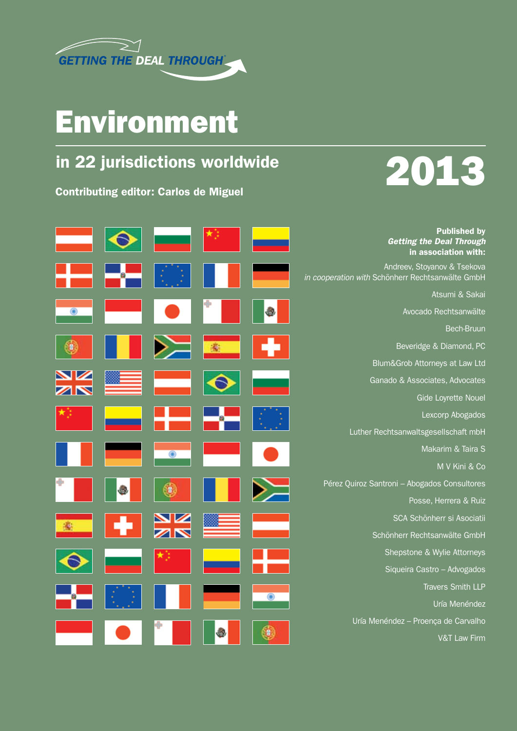GETTING THE DEAL THROUGH

# Environment

## in 22 jurisdictions worldwide

**2013**

**Contributing editor: Carlos de Miguel**

**Published by**
***Getting the Deal Through***
**in association with:**

Andreev, Stoyanov & Tsekova
*in cooperation with* Schönherr Rechtsanwälte GmbH

Atsumi & Sakai

Avocado Rechtsanwälte

Bech-Bruun

Beveridge & Diamond, PC

Blum&Grob Attorneys at Law Ltd

Ganado & Associates, Advocates

Gide Loyrette Nouel

Lexcorp Abogados

Luther Rechtsanwaltsgesellschaft mbH

Makarim & Taira S

M V Kini & Co

Pérez Quiroz Santroni – Abogados Consultores

Posse, Herrera & Ruiz

SCA Schönherr si Asociatii

Schönherr Rechtsanwälte GmbH

Shepstone & Wylie Attorneys

Siqueira Castro – Advogados

Travers Smith LLP

Uría Menéndez

Uría Menéndez – Proença de Carvalho

V&T Law Firm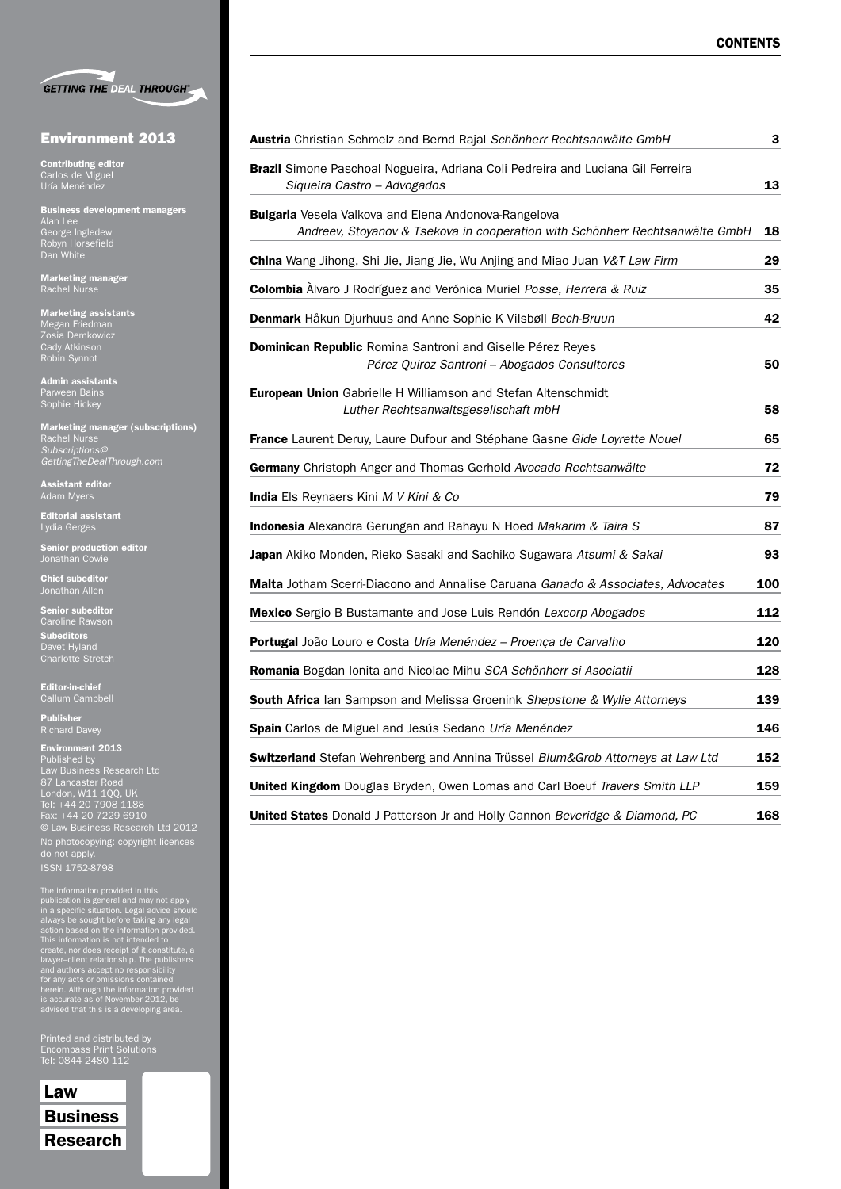GETTING THE DEAL THROUGH

## Environment 2013

**Contributing editor**
Carlos de Miguel
Uría Menéndez

**Business development managers**
Alan Lee
George Ingledew
Robyn Horsefield
Dan White

**Marketing manager**
Rachel Nurse

**Marketing assistants**
Megan Friedman
Zosia Demkowicz
Cady Atkinson
Robin Synnot

**Admin assistants**
Parween Bains
Sophie Hickey

**Marketing manager (subscriptions)**
Rachel Nurse
*Subscriptions@GettingTheDealThrough.com*

**Assistant editor**
Adam Myers

**Editorial assistant**
Lydia Gerges

**Senior production editor**
Jonathan Cowie

**Chief subeditor**
Jonathan Allen

**Senior subeditor**
Caroline Rawson

**Subeditors**
Davet Hyland
Charlotte Stretch

**Editor-in-chief**
Callum Campbell

**Publisher**
Richard Davey

**Environment 2013**
Published by
Law Business Research Ltd
87 Lancaster Road
London, W11 1QQ, UK
Tel: +44 20 7908 1188
Fax: +44 20 7229 6910
© Law Business Research Ltd 2012
No photocopying: copyright licences do not apply.
ISSN 1752-8798

The information provided in this publication is general and may not apply in a specific situation. Legal advice should always be sought before taking any legal action based on the information provided. This information is not intended to create, nor does receipt of it constitute, a lawyer–client relationship. The publishers and authors accept no responsibility for any acts or omissions contained herein. Although the information provided is accurate as of November 2012, be advised that this is a developing area.

Printed and distributed by
Encompass Print Solutions
Tel: 0844 2480 112

Law Business Research

## CONTENTS

| | |
|---|---|
| **Austria** Christian Schmelz and Bernd Rajal *Schönherr Rechtsanwälte GmbH* | 3 |
| **Brazil** Simone Paschoal Nogueira, Adriana Coli Pedreira and Luciana Gil Ferreira *Siqueira Castro – Advogados* | 13 |
| **Bulgaria** Vesela Valkova and Elena Andonova-Rangelova *Andreev, Stoyanov & Tsekova in cooperation with Schönherr Rechtsanwälte GmbH* | 18 |
| **China** Wang Jihong, Shi Jie, Jiang Jie, Wu Anjing and Miao Juan *V&T Law Firm* | 29 |
| **Colombia** Àlvaro J Rodríguez and Verónica Muriel *Posse, Herrera & Ruiz* | 35 |
| **Denmark** Håkun Djurhuus and Anne Sophie K Vilsbøll *Bech-Bruun* | 42 |
| **Dominican Republic** Romina Santroni and Giselle Pérez Reyes *Pérez Quiroz Santroni – Abogados Consultores* | 50 |
| **European Union** Gabrielle H Williamson and Stefan Altenschmidt *Luther Rechtsanwaltsgesellschaft mbH* | 58 |
| **France** Laurent Deruy, Laure Dufour and Stéphane Gasne *Gide Loyrette Nouel* | 65 |
| **Germany** Christoph Anger and Thomas Gerhold *Avocado Rechtsanwälte* | 72 |
| **India** Els Reynaers Kini *M V Kini & Co* | 79 |
| **Indonesia** Alexandra Gerungan and Rahayu N Hoed *Makarim & Taira S* | 87 |
| **Japan** Akiko Monden, Rieko Sasaki and Sachiko Sugawara *Atsumi & Sakai* | 93 |
| **Malta** Jotham Scerri-Diacono and Annalise Caruana *Ganado & Associates, Advocates* | 100 |
| **Mexico** Sergio B Bustamante and Jose Luis Rendón *Lexcorp Abogados* | 112 |
| **Portugal** João Louro e Costa *Uría Menéndez – Proença de Carvalho* | 120 |
| **Romania** Bogdan Ionita and Nicolae Mihu *SCA Schönherr si Asociatii* | 128 |
| **South Africa** Ian Sampson and Melissa Groenink *Shepstone & Wylie Attorneys* | 139 |
| **Spain** Carlos de Miguel and Jesús Sedano *Uría Menéndez* | 146 |
| **Switzerland** Stefan Wehrenberg and Annina Trüssel *Blum&Grob Attorneys at Law Ltd* | 152 |
| **United Kingdom** Douglas Bryden, Owen Lomas and Carl Boeuf *Travers Smith LLP* | 159 |
| **United States** Donald J Patterson Jr and Holly Cannon *Beveridge & Diamond, PC* | 168 |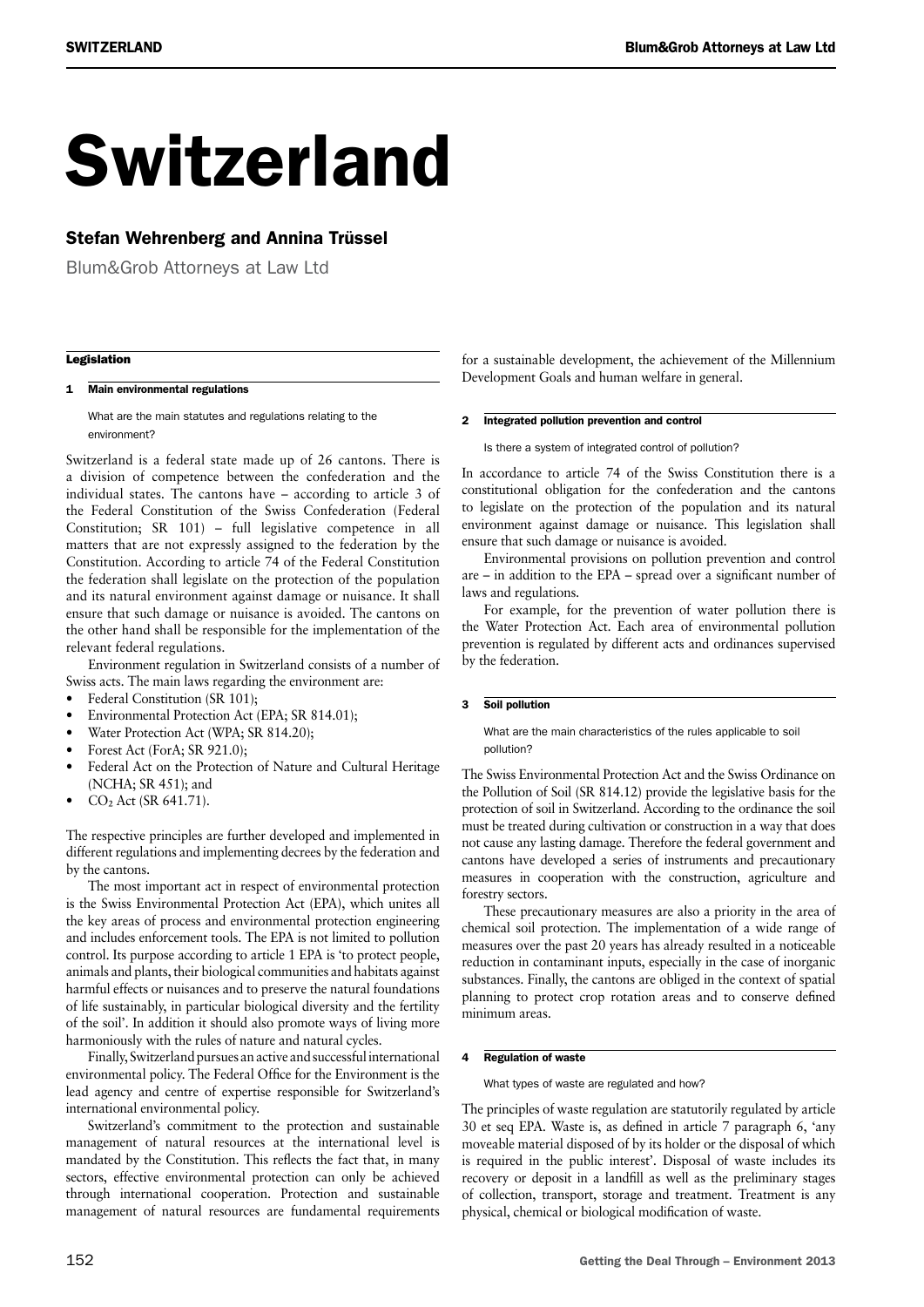# Switzerland

## Stefan Wehrenberg and Annina Trüssel

Blum&Grob Attorneys at Law Ltd

### Legislation

#### 1 Main environmental regulations

What are the main statutes and regulations relating to the environment?

Switzerland is a federal state made up of 26 cantons. There is a division of competence between the confederation and the individual states. The cantons have – according to article 3 of the Federal Constitution of the Swiss Confederation (Federal Constitution; SR 101) – full legislative competence in all matters that are not expressly assigned to the federation by the Constitution. According to article 74 of the Federal Constitution the federation shall legislate on the protection of the population and its natural environment against damage or nuisance. It shall ensure that such damage or nuisance is avoided. The cantons on the other hand shall be responsible for the implementation of the relevant federal regulations.

Environment regulation in Switzerland consists of a number of Swiss acts. The main laws regarding the environment are:

- Federal Constitution (SR 101);
- Environmental Protection Act (EPA; SR 814.01);
- Water Protection Act (WPA; SR 814.20);
- Forest Act (ForA; SR 921.0);
- Federal Act on the Protection of Nature and Cultural Heritage (NCHA; SR 451); and
- $CO_2$ Act (SR 641.71).

The respective principles are further developed and implemented in different regulations and implementing decrees by the federation and by the cantons.

The most important act in respect of environmental protection is the Swiss Environmental Protection Act (EPA), which unites all the key areas of process and environmental protection engineering and includes enforcement tools. The EPA is not limited to pollution control. Its purpose according to article 1 EPA is 'to protect people, animals and plants, their biological communities and habitats against harmful effects or nuisances and to preserve the natural foundations of life sustainably, in particular biological diversity and the fertility of the soil'. In addition it should also promote ways of living more harmoniously with the rules of nature and natural cycles.

Finally, Switzerland pursues an active and successful international environmental policy. The Federal Office for the Environment is the lead agency and centre of expertise responsible for Switzerland's international environmental policy.

Switzerland's commitment to the protection and sustainable management of natural resources at the international level is mandated by the Constitution. This reflects the fact that, in many sectors, effective environmental protection can only be achieved through international cooperation. Protection and sustainable management of natural resources are fundamental requirements for a sustainable development, the achievement of the Millennium Development Goals and human welfare in general.

#### 2 Integrated pollution prevention and control

Is there a system of integrated control of pollution?

In accordance to article 74 of the Swiss Constitution there is a constitutional obligation for the confederation and the cantons to legislate on the protection of the population and its natural environment against damage or nuisance. This legislation shall ensure that such damage or nuisance is avoided.

Environmental provisions on pollution prevention and control are – in addition to the EPA – spread over a significant number of laws and regulations.

For example, for the prevention of water pollution there is the Water Protection Act. Each area of environmental pollution prevention is regulated by different acts and ordinances supervised by the federation.

#### 3 Soil pollution

What are the main characteristics of the rules applicable to soil pollution?

The Swiss Environmental Protection Act and the Swiss Ordinance on the Pollution of Soil (SR 814.12) provide the legislative basis for the protection of soil in Switzerland. According to the ordinance the soil must be treated during cultivation or construction in a way that does not cause any lasting damage. Therefore the federal government and cantons have developed a series of instruments and precautionary measures in cooperation with the construction, agriculture and forestry sectors.

These precautionary measures are also a priority in the area of chemical soil protection. The implementation of a wide range of measures over the past 20 years has already resulted in a noticeable reduction in contaminant inputs, especially in the case of inorganic substances. Finally, the cantons are obliged in the context of spatial planning to protect crop rotation areas and to conserve defined minimum areas.

#### 4 Regulation of waste

What types of waste are regulated and how?

The principles of waste regulation are statutorily regulated by article 30 et seq EPA. Waste is, as defined in article 7 paragraph 6, 'any moveable material disposed of by its holder or the disposal of which is required in the public interest'. Disposal of waste includes its recovery or deposit in a landfill as well as the preliminary stages of collection, transport, storage and treatment. Treatment is any physical, chemical or biological modification of waste.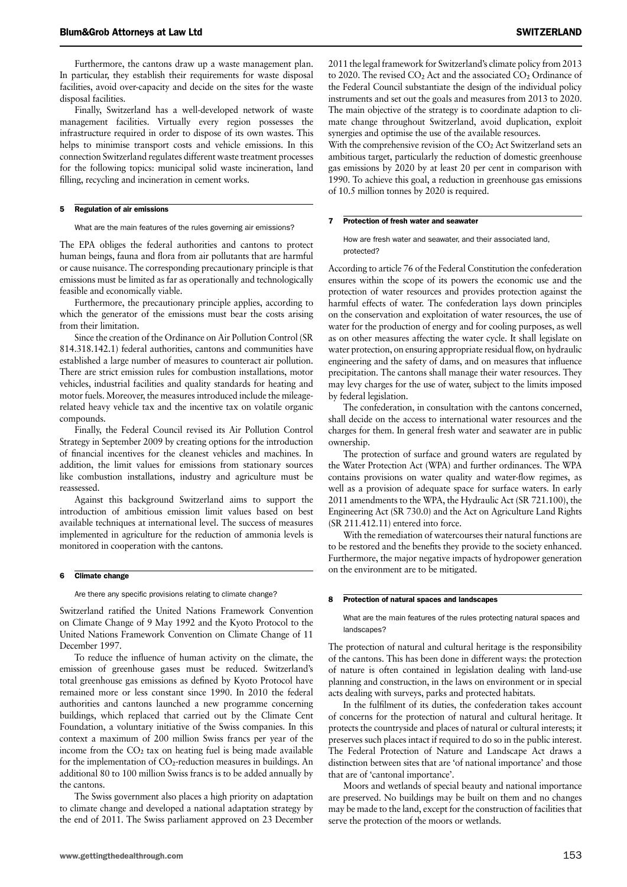Furthermore, the cantons draw up a waste management plan. In particular, they establish their requirements for waste disposal facilities, avoid over-capacity and decide on the sites for the waste disposal facilities.

Finally, Switzerland has a well-developed network of waste management facilities. Virtually every region possesses the infrastructure required in order to dispose of its own wastes. This helps to minimise transport costs and vehicle emissions. In this connection Switzerland regulates different waste treatment processes for the following topics: municipal solid waste incineration, land filling, recycling and incineration in cement works.

## 5 Regulation of air emissions

What are the main features of the rules governing air emissions?

The EPA obliges the federal authorities and cantons to protect human beings, fauna and flora from air pollutants that are harmful or cause nuisance. The corresponding precautionary principle is that emissions must be limited as far as operationally and technologically feasible and economically viable.

Furthermore, the precautionary principle applies, according to which the generator of the emissions must bear the costs arising from their limitation.

Since the creation of the Ordinance on Air Pollution Control (SR 814.318.142.1) federal authorities, cantons and communities have established a large number of measures to counteract air pollution. There are strict emission rules for combustion installations, motor vehicles, industrial facilities and quality standards for heating and motor fuels. Moreover, the measures introduced include the mileage-related heavy vehicle tax and the incentive tax on volatile organic compounds.

Finally, the Federal Council revised its Air Pollution Control Strategy in September 2009 by creating options for the introduction of financial incentives for the cleanest vehicles and machines. In addition, the limit values for emissions from stationary sources like combustion installations, industry and agriculture must be reassessed.

Against this background Switzerland aims to support the introduction of ambitious emission limit values based on best available techniques at international level. The success of measures implemented in agriculture for the reduction of ammonia levels is monitored in cooperation with the cantons.

## 6 Climate change

Are there any specific provisions relating to climate change?

Switzerland ratified the United Nations Framework Convention on Climate Change of 9 May 1992 and the Kyoto Protocol to the United Nations Framework Convention on Climate Change of 11 December 1997.

To reduce the influence of human activity on the climate, the emission of greenhouse gases must be reduced. Switzerland's total greenhouse gas emissions as defined by Kyoto Protocol have remained more or less constant since 1990. In 2010 the federal authorities and cantons launched a new programme concerning buildings, which replaced that carried out by the Climate Cent Foundation, a voluntary initiative of the Swiss companies. In this context a maximum of 200 million Swiss francs per year of the income from the $CO_2$ tax on heating fuel is being made available for the implementation of $CO_2$-reduction measures in buildings. An additional 80 to 100 million Swiss francs is to be added annually by the cantons.

The Swiss government also places a high priority on adaptation to climate change and developed a national adaptation strategy by the end of 2011. The Swiss parliament approved on 23 December 2011 the legal framework for Switzerland's climate policy from 2013 to 2020. The revised $CO_2$ Act and the associated $CO_2$ Ordinance of the Federal Council substantiate the design of the individual policy instruments and set out the goals and measures from 2013 to 2020. The main objective of the strategy is to coordinate adaption to climate change throughout Switzerland, avoid duplication, exploit synergies and optimise the use of the available resources.

With the comprehensive revision of the $CO_2$ Act Switzerland sets an ambitious target, particularly the reduction of domestic greenhouse gas emissions by 2020 by at least 20 per cent in comparison with 1990. To achieve this goal, a reduction in greenhouse gas emissions of 10.5 million tonnes by 2020 is required.

## 7 Protection of fresh water and seawater

How are fresh water and seawater, and their associated land, protected?

According to article 76 of the Federal Constitution the confederation ensures within the scope of its powers the economic use and the protection of water resources and provides protection against the harmful effects of water. The confederation lays down principles on the conservation and exploitation of water resources, the use of water for the production of energy and for cooling purposes, as well as on other measures affecting the water cycle. It shall legislate on water protection, on ensuring appropriate residual flow, on hydraulic engineering and the safety of dams, and on measures that influence precipitation. The cantons shall manage their water resources. They may levy charges for the use of water, subject to the limits imposed by federal legislation.

The confederation, in consultation with the cantons concerned, shall decide on the access to international water resources and the charges for them. In general fresh water and seawater are in public ownership.

The protection of surface and ground waters are regulated by the Water Protection Act (WPA) and further ordinances. The WPA contains provisions on water quality and water-flow regimes, as well as a provision of adequate space for surface waters. In early 2011 amendments to the WPA, the Hydraulic Act (SR 721.100), the Engineering Act (SR 730.0) and the Act on Agriculture Land Rights (SR 211.412.11) entered into force.

With the remediation of watercourses their natural functions are to be restored and the benefits they provide to the society enhanced. Furthermore, the major negative impacts of hydropower generation on the environment are to be mitigated.

## 8 Protection of natural spaces and landscapes

What are the main features of the rules protecting natural spaces and landscapes?

The protection of natural and cultural heritage is the responsibility of the cantons. This has been done in different ways: the protection of nature is often contained in legislation dealing with land-use planning and construction, in the laws on environment or in special acts dealing with surveys, parks and protected habitats.

In the fulfilment of its duties, the confederation takes account of concerns for the protection of natural and cultural heritage. It protects the countryside and places of natural or cultural interests; it preserves such places intact if required to do so in the public interest. The Federal Protection of Nature and Landscape Act draws a distinction between sites that are 'of national importance' and those that are of 'cantonal importance'.

Moors and wetlands of special beauty and national importance are preserved. No buildings may be built on them and no changes may be made to the land, except for the construction of facilities that serve the protection of the moors or wetlands.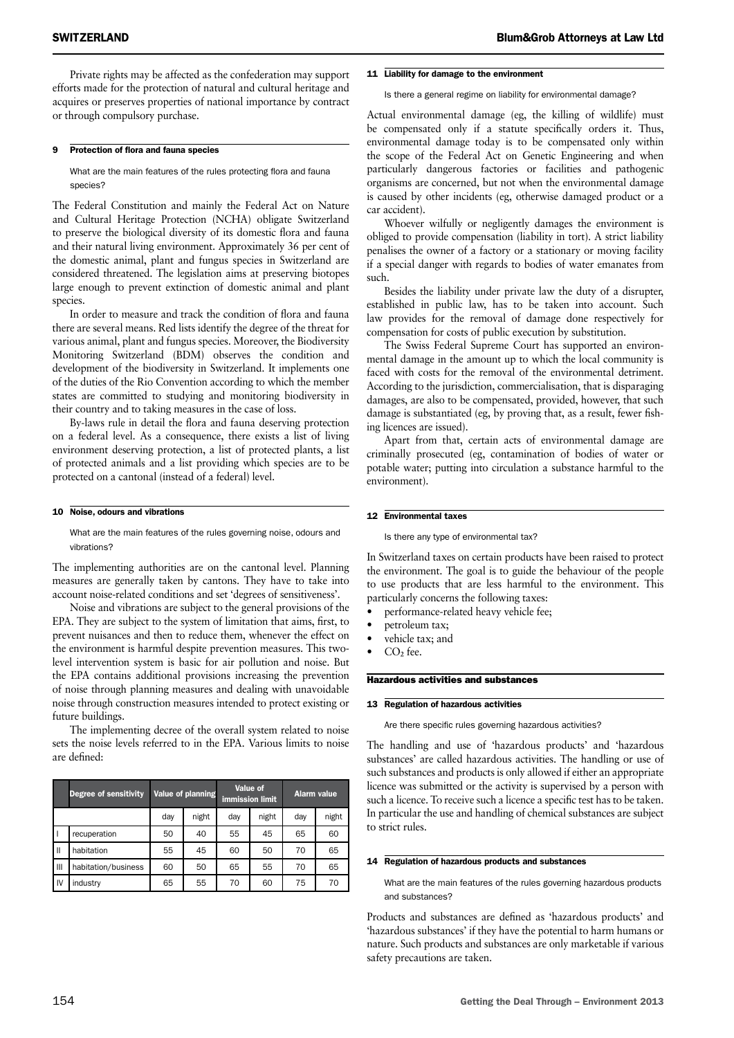Private rights may be affected as the confederation may support efforts made for the protection of natural and cultural heritage and acquires or preserves properties of national importance by contract or through compulsory purchase.

### 9 Protection of flora and fauna species

What are the main features of the rules protecting flora and fauna species?

The Federal Constitution and mainly the Federal Act on Nature and Cultural Heritage Protection (NCHA) obligate Switzerland to preserve the biological diversity of its domestic flora and fauna and their natural living environment. Approximately 36 per cent of the domestic animal, plant and fungus species in Switzerland are considered threatened. The legislation aims at preserving biotopes large enough to prevent extinction of domestic animal and plant species.

In order to measure and track the condition of flora and fauna there are several means. Red lists identify the degree of the threat for various animal, plant and fungus species. Moreover, the Biodiversity Monitoring Switzerland (BDM) observes the condition and development of the biodiversity in Switzerland. It implements one of the duties of the Rio Convention according to which the member states are committed to studying and monitoring biodiversity in their country and to taking measures in the case of loss.

By-laws rule in detail the flora and fauna deserving protection on a federal level. As a consequence, there exists a list of living environment deserving protection, a list of protected plants, a list of protected animals and a list providing which species are to be protected on a cantonal (instead of a federal) level.

### 10 Noise, odours and vibrations

What are the main features of the rules governing noise, odours and vibrations?

The implementing authorities are on the cantonal level. Planning measures are generally taken by cantons. They have to take into account noise-related conditions and set 'degrees of sensitiveness'.

Noise and vibrations are subject to the general provisions of the EPA. They are subject to the system of limitation that aims, first, to prevent nuisances and then to reduce them, whenever the effect on the environment is harmful despite prevention measures. This two-level intervention system is basic for air pollution and noise. But the EPA contains additional provisions increasing the prevention of noise through planning measures and dealing with unavoidable noise through construction measures intended to protect existing or future buildings.

The implementing decree of the overall system related to noise sets the noise levels referred to in the EPA. Various limits to noise are defined:

| | Degree of sensitivity | Value of planning | | Value of immission limit | | Alarm value | |
|---|---|---|---|---|---|---|---|
| | | day | night | day | night | day | night |
| I | recuperation | 50 | 40 | 55 | 45 | 65 | 60 |
| II | habitation | 55 | 45 | 60 | 50 | 70 | 65 |
| III | habitation/business | 60 | 50 | 65 | 55 | 70 | 65 |
| IV | industry | 65 | 55 | 70 | 60 | 75 | 70 |

### 11 Liability for damage to the environment

Is there a general regime on liability for environmental damage?

Actual environmental damage (eg, the killing of wildlife) must be compensated only if a statute specifically orders it. Thus, environmental damage today is to be compensated only within the scope of the Federal Act on Genetic Engineering and when particularly dangerous factories or facilities and pathogenic organisms are concerned, but not when the environmental damage is caused by other incidents (eg, otherwise damaged product or a car accident).

Whoever wilfully or negligently damages the environment is obliged to provide compensation (liability in tort). A strict liability penalises the owner of a factory or a stationary or moving facility if a special danger with regards to bodies of water emanates from such.

Besides the liability under private law the duty of a disrupter, established in public law, has to be taken into account. Such law provides for the removal of damage done respectively for compensation for costs of public execution by substitution.

The Swiss Federal Supreme Court has supported an environmental damage in the amount up to which the local community is faced with costs for the removal of the environmental detriment. According to the jurisdiction, commercialisation, that is disparaging damages, are also to be compensated, provided, however, that such damage is substantiated (eg, by proving that, as a result, fewer fishing licences are issued).

Apart from that, certain acts of environmental damage are criminally prosecuted (eg, contamination of bodies of water or potable water; putting into circulation a substance harmful to the environment).

### 12 Environmental taxes

Is there any type of environmental tax?

In Switzerland taxes on certain products have been raised to protect the environment. The goal is to guide the behaviour of the people to use products that are less harmful to the environment. This particularly concerns the following taxes:

- performance-related heavy vehicle fee;
- petroleum tax;
- vehicle tax; and
- $CO_2$ fee.

## Hazardous activities and substances

### 13 Regulation of hazardous activities

Are there specific rules governing hazardous activities?

The handling and use of 'hazardous products' and 'hazardous substances' are called hazardous activities. The handling or use of such substances and products is only allowed if either an appropriate licence was submitted or the activity is supervised by a person with such a licence. To receive such a licence a specific test has to be taken. In particular the use and handling of chemical substances are subject to strict rules.

### 14 Regulation of hazardous products and substances

What are the main features of the rules governing hazardous products and substances?

Products and substances are defined as 'hazardous products' and 'hazardous substances' if they have the potential to harm humans or nature. Such products and substances are only marketable if various safety precautions are taken.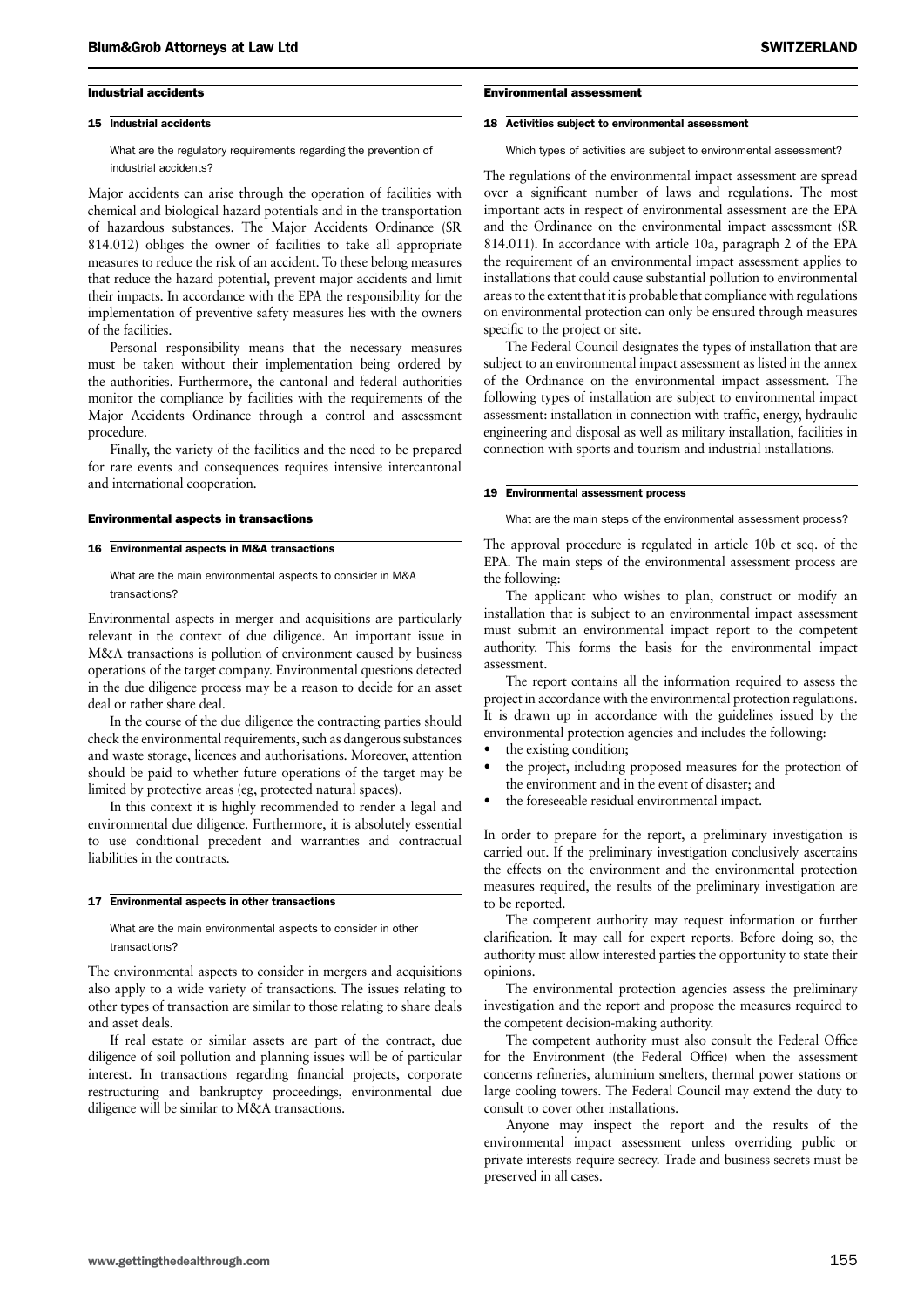## Industrial accidents

### 15 Industrial accidents

What are the regulatory requirements regarding the prevention of industrial accidents?

Major accidents can arise through the operation of facilities with chemical and biological hazard potentials and in the transportation of hazardous substances. The Major Accidents Ordinance (SR 814.012) obliges the owner of facilities to take all appropriate measures to reduce the risk of an accident. To these belong measures that reduce the hazard potential, prevent major accidents and limit their impacts. In accordance with the EPA the responsibility for the implementation of preventive safety measures lies with the owners of the facilities.

Personal responsibility means that the necessary measures must be taken without their implementation being ordered by the authorities. Furthermore, the cantonal and federal authorities monitor the compliance by facilities with the requirements of the Major Accidents Ordinance through a control and assessment procedure.

Finally, the variety of the facilities and the need to be prepared for rare events and consequences requires intensive intercantonal and international cooperation.

## Environmental aspects in transactions

### 16 Environmental aspects in M&A transactions

What are the main environmental aspects to consider in M&A transactions?

Environmental aspects in merger and acquisitions are particularly relevant in the context of due diligence. An important issue in M&A transactions is pollution of environment caused by business operations of the target company. Environmental questions detected in the due diligence process may be a reason to decide for an asset deal or rather share deal.

In the course of the due diligence the contracting parties should check the environmental requirements, such as dangerous substances and waste storage, licences and authorisations. Moreover, attention should be paid to whether future operations of the target may be limited by protective areas (eg, protected natural spaces).

In this context it is highly recommended to render a legal and environmental due diligence. Furthermore, it is absolutely essential to use conditional precedent and warranties and contractual liabilities in the contracts.

### 17 Environmental aspects in other transactions

What are the main environmental aspects to consider in other transactions?

The environmental aspects to consider in mergers and acquisitions also apply to a wide variety of transactions. The issues relating to other types of transaction are similar to those relating to share deals and asset deals.

If real estate or similar assets are part of the contract, due diligence of soil pollution and planning issues will be of particular interest. In transactions regarding financial projects, corporate restructuring and bankruptcy proceedings, environmental due diligence will be similar to M&A transactions.

## Environmental assessment

### 18 Activities subject to environmental assessment

Which types of activities are subject to environmental assessment?

The regulations of the environmental impact assessment are spread over a significant number of laws and regulations. The most important acts in respect of environmental assessment are the EPA and the Ordinance on the environmental impact assessment (SR 814.011). In accordance with article 10a, paragraph 2 of the EPA the requirement of an environmental impact assessment applies to installations that could cause substantial pollution to environmental areas to the extent that it is probable that compliance with regulations on environmental protection can only be ensured through measures specific to the project or site.

The Federal Council designates the types of installation that are subject to an environmental impact assessment as listed in the annex of the Ordinance on the environmental impact assessment. The following types of installation are subject to environmental impact assessment: installation in connection with traffic, energy, hydraulic engineering and disposal as well as military installation, facilities in connection with sports and tourism and industrial installations.

### 19 Environmental assessment process

What are the main steps of the environmental assessment process?

The approval procedure is regulated in article 10b et seq. of the EPA. The main steps of the environmental assessment process are the following:

The applicant who wishes to plan, construct or modify an installation that is subject to an environmental impact assessment must submit an environmental impact report to the competent authority. This forms the basis for the environmental impact assessment.

The report contains all the information required to assess the project in accordance with the environmental protection regulations. It is drawn up in accordance with the guidelines issued by the environmental protection agencies and includes the following:

- the existing condition;
- the project, including proposed measures for the protection of the environment and in the event of disaster; and
- the foreseeable residual environmental impact.

In order to prepare for the report, a preliminary investigation is carried out. If the preliminary investigation conclusively ascertains the effects on the environment and the environmental protection measures required, the results of the preliminary investigation are to be reported.

The competent authority may request information or further clarification. It may call for expert reports. Before doing so, the authority must allow interested parties the opportunity to state their opinions.

The environmental protection agencies assess the preliminary investigation and the report and propose the measures required to the competent decision-making authority.

The competent authority must also consult the Federal Office for the Environment (the Federal Office) when the assessment concerns refineries, aluminium smelters, thermal power stations or large cooling towers. The Federal Council may extend the duty to consult to cover other installations.

Anyone may inspect the report and the results of the environmental impact assessment unless overriding public or private interests require secrecy. Trade and business secrets must be preserved in all cases.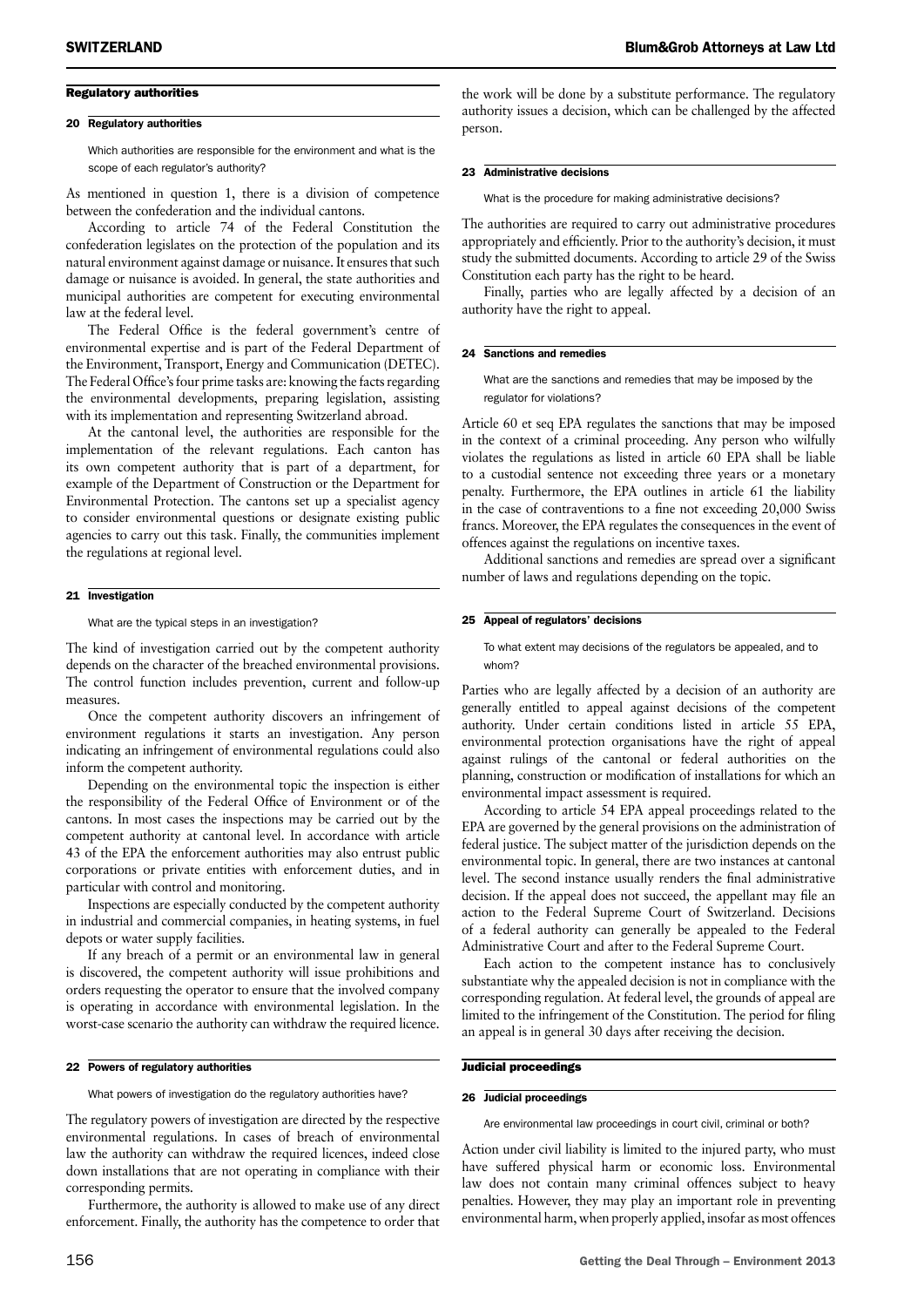## Regulatory authorities

### 20 Regulatory authorities

Which authorities are responsible for the environment and what is the scope of each regulator's authority?

As mentioned in question 1, there is a division of competence between the confederation and the individual cantons.

According to article 74 of the Federal Constitution the confederation legislates on the protection of the population and its natural environment against damage or nuisance. It ensures that such damage or nuisance is avoided. In general, the state authorities and municipal authorities are competent for executing environmental law at the federal level.

The Federal Office is the federal government's centre of environmental expertise and is part of the Federal Department of the Environment, Transport, Energy and Communication (DETEC). The Federal Office's four prime tasks are: knowing the facts regarding the environmental developments, preparing legislation, assisting with its implementation and representing Switzerland abroad.

At the cantonal level, the authorities are responsible for the implementation of the relevant regulations. Each canton has its own competent authority that is part of a department, for example of the Department of Construction or the Department for Environmental Protection. The cantons set up a specialist agency to consider environmental questions or designate existing public agencies to carry out this task. Finally, the communities implement the regulations at regional level.

### 21 Investigation

What are the typical steps in an investigation?

The kind of investigation carried out by the competent authority depends on the character of the breached environmental provisions. The control function includes prevention, current and follow-up measures.

Once the competent authority discovers an infringement of environment regulations it starts an investigation. Any person indicating an infringement of environmental regulations could also inform the competent authority.

Depending on the environmental topic the inspection is either the responsibility of the Federal Office of Environment or of the cantons. In most cases the inspections may be carried out by the competent authority at cantonal level. In accordance with article 43 of the EPA the enforcement authorities may also entrust public corporations or private entities with enforcement duties, and in particular with control and monitoring.

Inspections are especially conducted by the competent authority in industrial and commercial companies, in heating systems, in fuel depots or water supply facilities.

If any breach of a permit or an environmental law in general is discovered, the competent authority will issue prohibitions and orders requesting the operator to ensure that the involved company is operating in accordance with environmental legislation. In the worst-case scenario the authority can withdraw the required licence.

### 22 Powers of regulatory authorities

What powers of investigation do the regulatory authorities have?

The regulatory powers of investigation are directed by the respective environmental regulations. In cases of breach of environmental law the authority can withdraw the required licences, indeed close down installations that are not operating in compliance with their corresponding permits.

Furthermore, the authority is allowed to make use of any direct enforcement. Finally, the authority has the competence to order that the work will be done by a substitute performance. The regulatory authority issues a decision, which can be challenged by the affected person.

### 23 Administrative decisions

What is the procedure for making administrative decisions?

The authorities are required to carry out administrative procedures appropriately and efficiently. Prior to the authority's decision, it must study the submitted documents. According to article 29 of the Swiss Constitution each party has the right to be heard.

Finally, parties who are legally affected by a decision of an authority have the right to appeal.

### 24 Sanctions and remedies

What are the sanctions and remedies that may be imposed by the regulator for violations?

Article 60 et seq EPA regulates the sanctions that may be imposed in the context of a criminal proceeding. Any person who wilfully violates the regulations as listed in article 60 EPA shall be liable to a custodial sentence not exceeding three years or a monetary penalty. Furthermore, the EPA outlines in article 61 the liability in the case of contraventions to a fine not exceeding 20,000 Swiss francs. Moreover, the EPA regulates the consequences in the event of offences against the regulations on incentive taxes.

Additional sanctions and remedies are spread over a significant number of laws and regulations depending on the topic.

### 25 Appeal of regulators' decisions

To what extent may decisions of the regulators be appealed, and to whom?

Parties who are legally affected by a decision of an authority are generally entitled to appeal against decisions of the competent authority. Under certain conditions listed in article 55 EPA, environmental protection organisations have the right of appeal against rulings of the cantonal or federal authorities on the planning, construction or modification of installations for which an environmental impact assessment is required.

According to article 54 EPA appeal proceedings related to the EPA are governed by the general provisions on the administration of federal justice. The subject matter of the jurisdiction depends on the environmental topic. In general, there are two instances at cantonal level. The second instance usually renders the final administrative decision. If the appeal does not succeed, the appellant may file an action to the Federal Supreme Court of Switzerland. Decisions of a federal authority can generally be appealed to the Federal Administrative Court and after to the Federal Supreme Court.

Each action to the competent instance has to conclusively substantiate why the appealed decision is not in compliance with the corresponding regulation. At federal level, the grounds of appeal are limited to the infringement of the Constitution. The period for filing an appeal is in general 30 days after receiving the decision.

## Judicial proceedings

### 26 Judicial proceedings

Are environmental law proceedings in court civil, criminal or both?

Action under civil liability is limited to the injured party, who must have suffered physical harm or economic loss. Environmental law does not contain many criminal offences subject to heavy penalties. However, they may play an important role in preventing environmental harm, when properly applied, insofar as most offences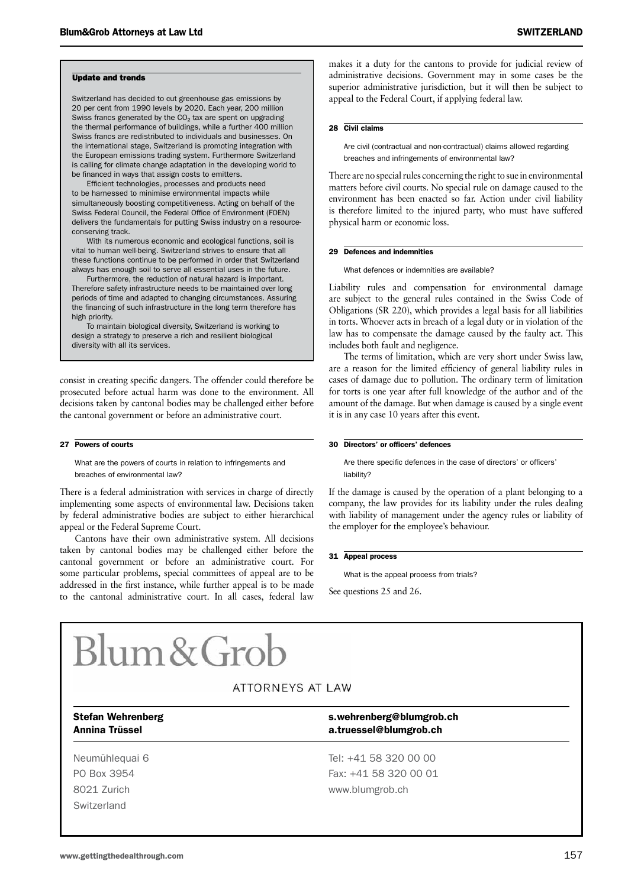### Update and trends

Switzerland has decided to cut greenhouse gas emissions by 20 per cent from 1990 levels by 2020. Each year, 200 million Swiss francs generated by the $CO_2$ tax are spent on upgrading the thermal performance of buildings, while a further 400 million Swiss francs are redistributed to individuals and businesses. On the international stage, Switzerland is promoting integration with the European emissions trading system. Furthermore Switzerland is calling for climate change adaptation in the developing world to be financed in ways that assign costs to emitters.

Efficient technologies, processes and products need to be harnessed to minimise environmental impacts while simultaneously boosting competitiveness. Acting on behalf of the Swiss Federal Council, the Federal Office of Environment (FOEN) delivers the fundamentals for putting Swiss industry on a resource-conserving track.

With its numerous economic and ecological functions, soil is vital to human well-being. Switzerland strives to ensure that all these functions continue to be performed in order that Switzerland always has enough soil to serve all essential uses in the future.

Furthermore, the reduction of natural hazard is important. Therefore safety infrastructure needs to be maintained over long periods of time and adapted to changing circumstances. Assuring the financing of such infrastructure in the long term therefore has high priority.

To maintain biological diversity, Switzerland is working to design a strategy to preserve a rich and resilient biological diversity with all its services.

consist in creating specific dangers. The offender could therefore be prosecuted before actual harm was done to the environment. All decisions taken by cantonal bodies may be challenged either before the cantonal government or before an administrative court.

### 27 Powers of courts

What are the powers of courts in relation to infringements and breaches of environmental law?

There is a federal administration with services in charge of directly implementing some aspects of environmental law. Decisions taken by federal administrative bodies are subject to either hierarchical appeal or the Federal Supreme Court.

Cantons have their own administrative system. All decisions taken by cantonal bodies may be challenged either before the cantonal government or before an administrative court. For some particular problems, special committees of appeal are to be addressed in the first instance, while further appeal is to be made to the cantonal administrative court. In all cases, federal law makes it a duty for the cantons to provide for judicial review of administrative decisions. Government may in some cases be the superior administrative jurisdiction, but it will then be subject to appeal to the Federal Court, if applying federal law.

### 28 Civil claims

Are civil (contractual and non-contractual) claims allowed regarding breaches and infringements of environmental law?

There are no special rules concerning the right to sue in environmental matters before civil courts. No special rule on damage caused to the environment has been enacted so far. Action under civil liability is therefore limited to the injured party, who must have suffered physical harm or economic loss.

### 29 Defences and indemnities

What defences or indemnities are available?

Liability rules and compensation for environmental damage are subject to the general rules contained in the Swiss Code of Obligations (SR 220), which provides a legal basis for all liabilities in torts. Whoever acts in breach of a legal duty or in violation of the law has to compensate the damage caused by the faulty act. This includes both fault and negligence.

The terms of limitation, which are very short under Swiss law, are a reason for the limited efficiency of general liability rules in cases of damage due to pollution. The ordinary term of limitation for torts is one year after full knowledge of the author and of the amount of the damage. But when damage is caused by a single event it is in any case 10 years after this event.

### 30 Directors' or officers' defences

Are there specific defences in the case of directors' or officers' liability?

If the damage is caused by the operation of a plant belonging to a company, the law provides for its liability under the rules dealing with liability of management under the agency rules or liability of the employer for the employee's behaviour.

### 31 Appeal process

What is the appeal process from trials?

See questions 25 and 26.

---

# Blum&Grob

ATTORNEYS AT LAW

**Stefan Wehrenberg** — **s.wehrenberg@blumgrob.ch**
**Annina Trüssel** — **a.truessel@blumgrob.ch**

Neumühlequai 6
PO Box 3954
8021 Zurich
Switzerland

Tel: +41 58 320 00 00
Fax: +41 58 320 00 01
www.blumgrob.ch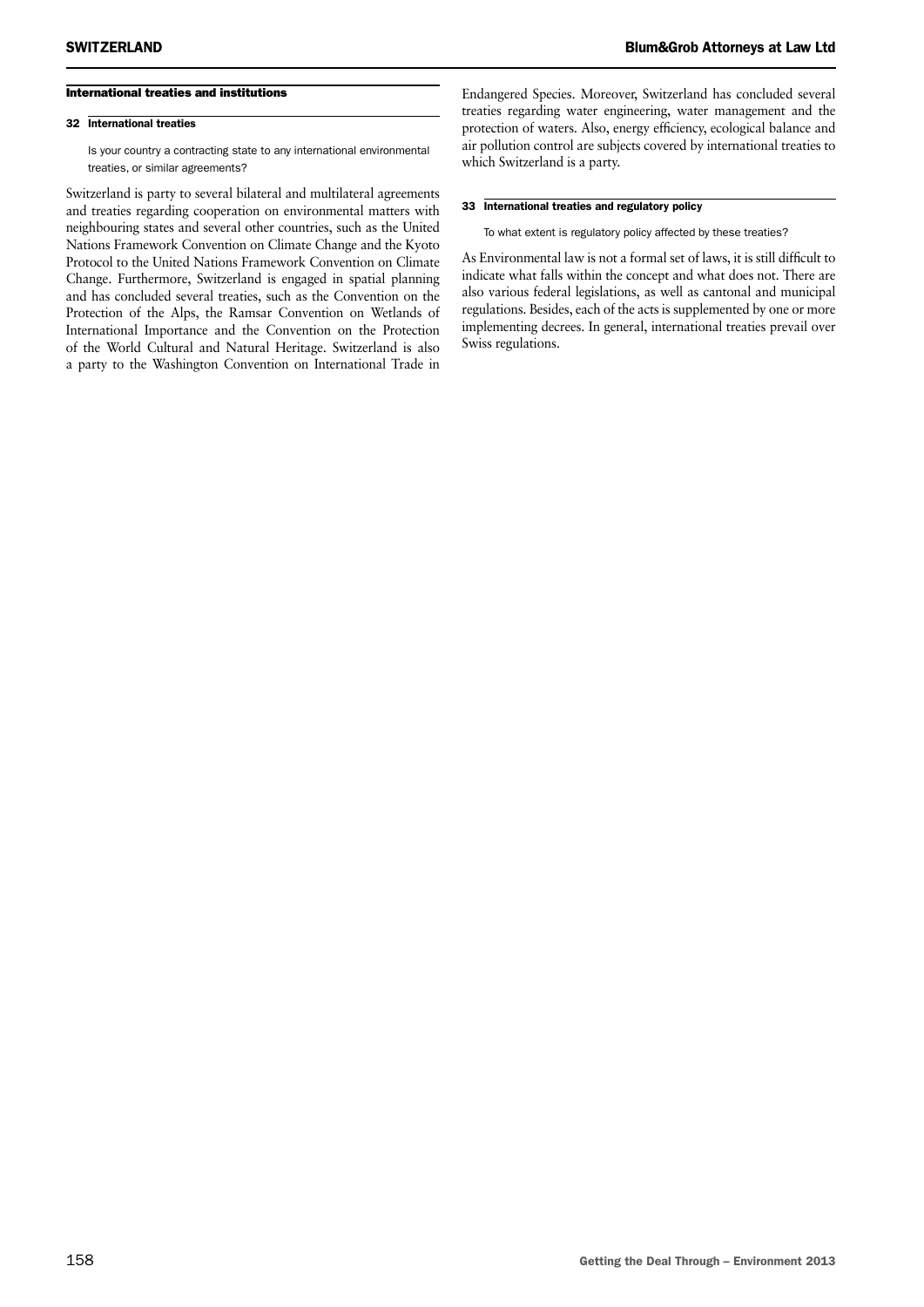## International treaties and institutions

### 32 International treaties

Is your country a contracting state to any international environmental treaties, or similar agreements?

Switzerland is party to several bilateral and multilateral agreements and treaties regarding cooperation on environmental matters with neighbouring states and several other countries, such as the United Nations Framework Convention on Climate Change and the Kyoto Protocol to the United Nations Framework Convention on Climate Change. Furthermore, Switzerland is engaged in spatial planning and has concluded several treaties, such as the Convention on the Protection of the Alps, the Ramsar Convention on Wetlands of International Importance and the Convention on the Protection of the World Cultural and Natural Heritage. Switzerland is also a party to the Washington Convention on International Trade in Endangered Species. Moreover, Switzerland has concluded several treaties regarding water engineering, water management and the protection of waters. Also, energy efficiency, ecological balance and air pollution control are subjects covered by international treaties to which Switzerland is a party.

### 33 International treaties and regulatory policy

To what extent is regulatory policy affected by these treaties?

As Environmental law is not a formal set of laws, it is still difficult to indicate what falls within the concept and what does not. There are also various federal legislations, as well as cantonal and municipal regulations. Besides, each of the acts is supplemented by one or more implementing decrees. In general, international treaties prevail over Swiss regulations.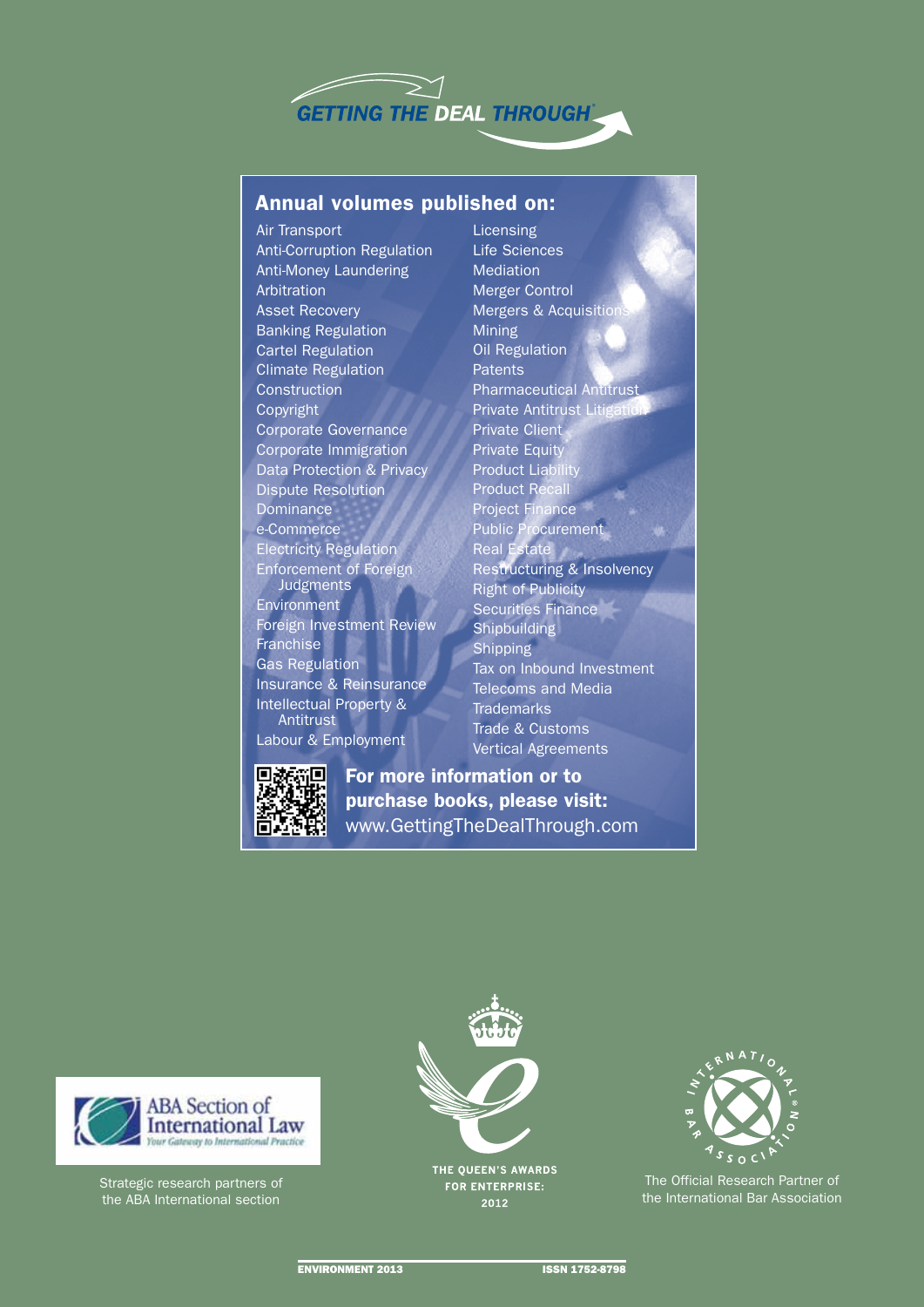GETTING THE DEAL THROUGH®

## Annual volumes published on:

Air Transport
Anti-Corruption Regulation
Anti-Money Laundering
Arbitration
Asset Recovery
Banking Regulation
Cartel Regulation
Climate Regulation
Construction
Copyright
Corporate Governance
Corporate Immigration
Data Protection & Privacy
Dispute Resolution
Dominance
e-Commerce
Electricity Regulation
Enforcement of Foreign Judgments
Environment
Foreign Investment Review
Franchise
Gas Regulation
Insurance & Reinsurance
Intellectual Property & Antitrust
Labour & Employment
Licensing
Life Sciences
Mediation
Merger Control
Mergers & Acquisitions
Mining
Oil Regulation
Patents
Pharmaceutical Antitrust
Private Antitrust Litigation
Private Client
Private Equity
Product Liability
Product Recall
Project Finance
Public Procurement
Real Estate
Restructuring & Insolvency
Right of Publicity
Securities Finance
Shipbuilding
Shipping
Tax on Inbound Investment
Telecoms and Media
Trademarks
Trade & Customs
Vertical Agreements

**For more information or to purchase books, please visit:**
www.GettingTheDealThrough.com

ABA Section of International Law
*Your Gateway to International Practice*

Strategic research partners of the ABA International section

THE QUEEN'S AWARDS FOR ENTERPRISE: 2012

INTERNATIONAL BAR ASSOCIATION®

The Official Research Partner of the International Bar Association

ENVIRONMENT 2013 ISSN 1752-8798